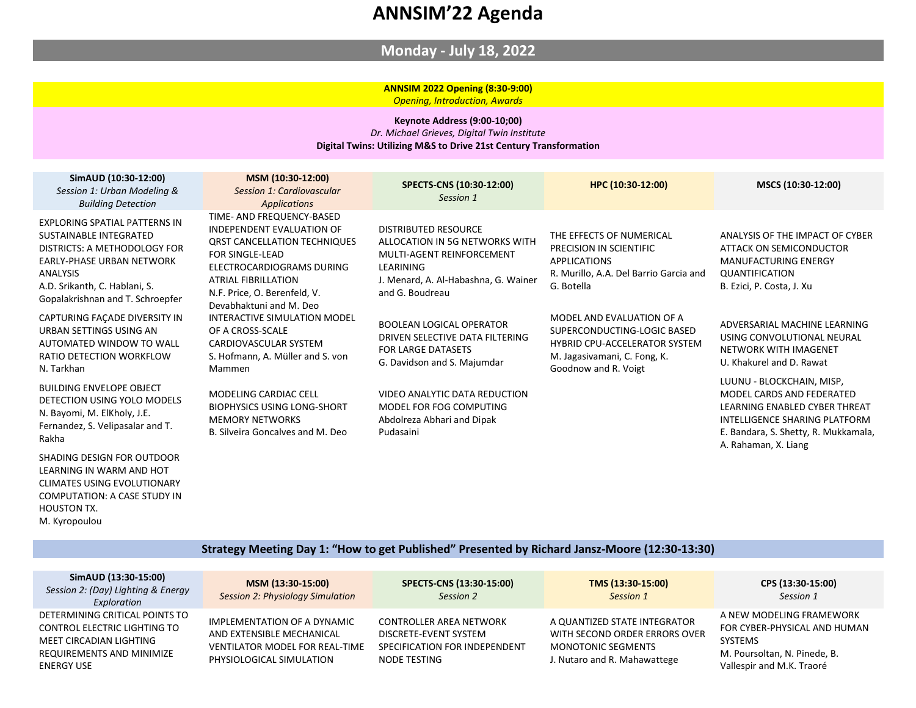# ANNSIM'22 Agenda

## Monday - July 18, 2022

**ANNSIM 2022 Opening (8:30-9:00)**
*Opening, Introduction, Awards*

**Keynote Address (9:00-10;00)**
*Dr. Michael Grieves, Digital Twin Institute*
**Digital Twins: Utilizing M&S to Drive 21st Century Transformation**

| **SimAUD (10:30-12:00)** *Session 1: Urban Modeling & Building Detection* | **MSM (10:30-12:00)** *Session 1: Cardiovascular Applications* | **SPECTS-CNS (10:30-12:00)** *Session 1* | **HPC (10:30-12:00)** | **MSCS (10:30-12:00)** |
|---|---|---|---|---|
| EXPLORING SPATIAL PATTERNS IN SUSTAINABLE INTEGRATED DISTRICTS: A METHODOLOGY FOR EARLY-PHASE URBAN NETWORK ANALYSIS<br>A.D. Srikanth, C. Hablani, S. Gopalakrishnan and T. Schroepfer | TIME- AND FREQUENCY-BASED INDEPENDENT EVALUATION OF QRST CANCELLATION TECHNIQUES FOR SINGLE-LEAD ELECTROCARDIOGRAMS DURING ATRIAL FIBRILLATION<br>N.F. Price, O. Berenfeld, V. Devabhaktuni and M. Deo | DISTRIBUTED RESOURCE ALLOCATION IN 5G NETWORKS WITH MULTI-AGENT REINFORCEMENT LEARINING<br>J. Menard, A. Al-Habashna, G. Wainer and G. Boudreau | THE EFFECTS OF NUMERICAL PRECISION IN SCIENTIFIC APPLICATIONS<br>R. Murillo, A.A. Del Barrio Garcia and G. Botella | ANALYSIS OF THE IMPACT OF CYBER ATTACK ON SEMICONDUCTOR MANUFACTURING ENERGY QUANTIFICATION<br>B. Ezici, P. Costa, J. Xu |
| CAPTURING FAÇADE DIVERSITY IN URBAN SETTINGS USING AN AUTOMATED WINDOW TO WALL RATIO DETECTION WORKFLOW<br>N. Tarkhan | INTERACTIVE SIMULATION MODEL OF A CROSS-SCALE CARDIOVASCULAR SYSTEM<br>S. Hofmann, A. Müller and S. von Mammen | BOOLEAN LOGICAL OPERATOR DRIVEN SELECTIVE DATA FILTERING FOR LARGE DATASETS<br>G. Davidson and S. Majumdar | MODEL AND EVALUATION OF A SUPERCONDUCTING-LOGIC BASED HYBRID CPU-ACCELERATOR SYSTEM<br>M. Jagasivamani, C. Fong, K. Goodnow and R. Voigt | ADVERSARIAL MACHINE LEARNING USING CONVOLUTIONAL NEURAL NETWORK WITH IMAGENET<br>U. Khakurel and D. Rawat |
| BUILDING ENVELOPE OBJECT DETECTION USING YOLO MODELS<br>N. Bayomi, M. ElKholy, J.E. Fernandez, S. Velipasalar and T. Rakha | MODELING CARDIAC CELL BIOPHYSICS USING LONG-SHORT MEMORY NETWORKS<br>B. Silveira Goncalves and M. Deo | VIDEO ANALYTIC DATA REDUCTION MODEL FOR FOG COMPUTING<br>Abdolreza Abhari and Dipak Pudasaini | | LUUNU - BLOCKCHAIN, MISP, MODEL CARDS AND FEDERATED LEARNING ENABLED CYBER THREAT INTELLIGENCE SHARING PLATFORM<br>E. Bandara, S. Shetty, R. Mukkamala, A. Rahaman, X. Liang |
| SHADING DESIGN FOR OUTDOOR LEARNING IN WARM AND HOT CLIMATES USING EVOLUTIONARY COMPUTATION: A CASE STUDY IN HOUSTON TX.<br>M. Kyropoulou | | | | |

**Strategy Meeting Day 1: "How to get Published" Presented by Richard Jansz-Moore (12:30-13:30)**

| **SimAUD (13:30-15:00)** *Session 2: (Day) Lighting & Energy Exploration* | **MSM (13:30-15:00)** *Session 2: Physiology Simulation* | **SPECTS-CNS (13:30-15:00)** *Session 2* | **TMS (13:30-15:00)** *Session 1* | **CPS (13:30-15:00)** *Session 1* |
|---|---|---|---|---|
| DETERMINING CRITICAL POINTS TO CONTROL ELECTRIC LIGHTING TO MEET CIRCADIAN LIGHTING REQUIREMENTS AND MINIMIZE ENERGY USE | IMPLEMENTATION OF A DYNAMIC AND EXTENSIBLE MECHANICAL VENTILATOR MODEL FOR REAL-TIME PHYSIOLOGICAL SIMULATION | CONTROLLER AREA NETWORK DISCRETE-EVENT SYSTEM SPECIFICATION FOR INDEPENDENT NODE TESTING | A QUANTIZED STATE INTEGRATOR WITH SECOND ORDER ERRORS OVER MONOTONIC SEGMENTS<br>J. Nutaro and R. Mahawattege | A NEW MODELING FRAMEWORK FOR CYBER-PHYSICAL AND HUMAN SYSTEMS<br>M. Poursoltan, N. Pinede, B. Vallespir and M.K. Traoré |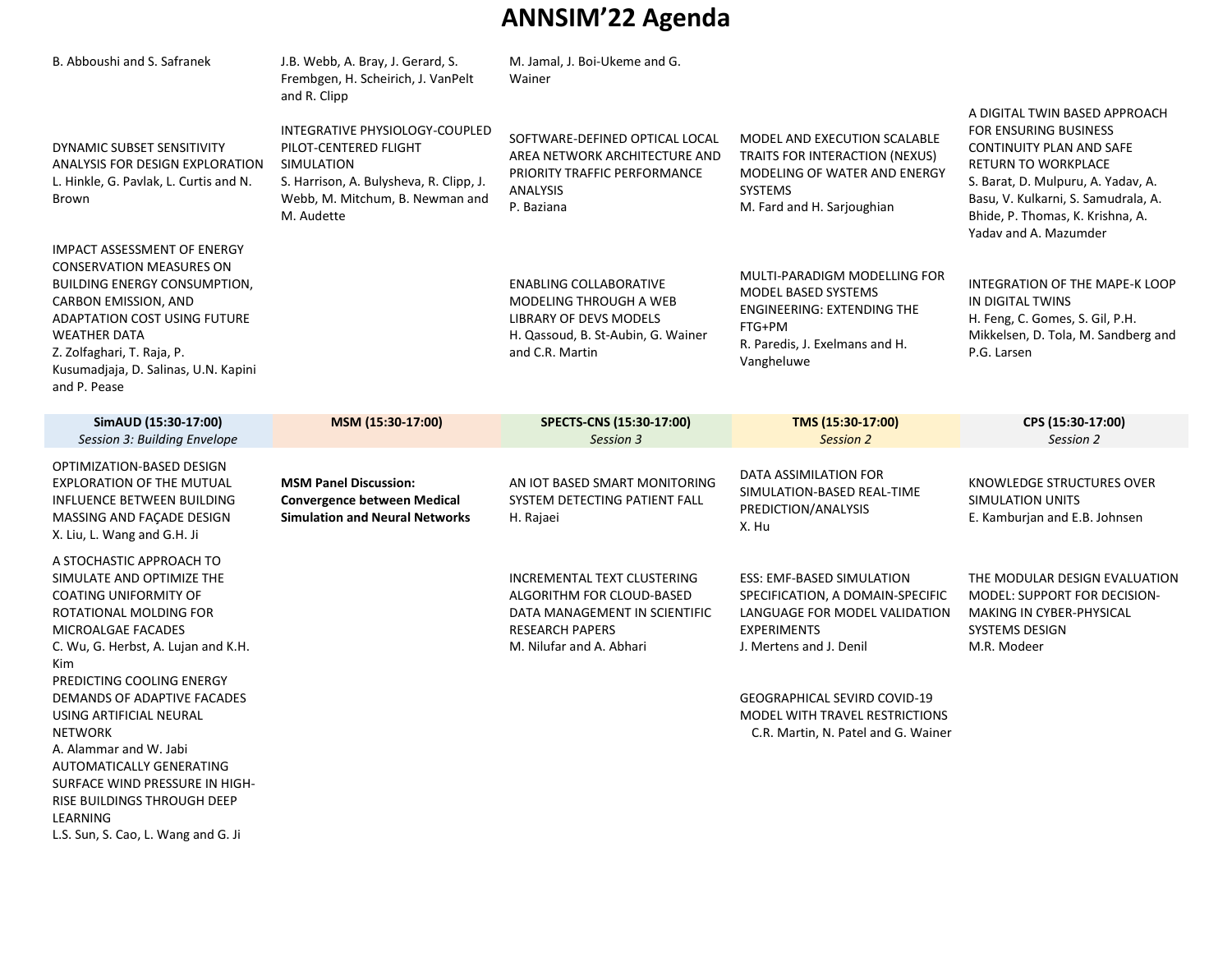# ANNSIM'22 Agenda

| | | | | |
|---|---|---|---|---|
| B. Abboushi and S. Safranek | J.B. Webb, A. Bray, J. Gerard, S. Frembgen, H. Scheirich, J. VanPelt and R. Clipp | M. Jamal, J. Boi-Ukeme and G. Wainer | | |
| DYNAMIC SUBSET SENSITIVITY ANALYSIS FOR DESIGN EXPLORATION<br>L. Hinkle, G. Pavlak, L. Curtis and N. Brown | INTEGRATIVE PHYSIOLOGY-COUPLED PILOT-CENTERED FLIGHT SIMULATION<br>S. Harrison, A. Bulysheva, R. Clipp, J. Webb, M. Mitchum, B. Newman and M. Audette | SOFTWARE-DEFINED OPTICAL LOCAL AREA NETWORK ARCHITECTURE AND PRIORITY TRAFFIC PERFORMANCE ANALYSIS<br>P. Baziana | MODEL AND EXECUTION SCALABLE TRAITS FOR INTERACTION (NEXUS) MODELING OF WATER AND ENERGY SYSTEMS<br>M. Fard and H. Sarjoughian | A DIGITAL TWIN BASED APPROACH FOR ENSURING BUSINESS CONTINUITY PLAN AND SAFE RETURN TO WORKPLACE<br>S. Barat, D. Mulpuru, A. Yadav, A. Basu, V. Kulkarni, S. Samudrala, A. Bhide, P. Thomas, K. Krishna, A. Yadav and A. Mazumder |
| IMPACT ASSESSMENT OF ENERGY CONSERVATION MEASURES ON BUILDING ENERGY CONSUMPTION, CARBON EMISSION, AND ADAPTATION COST USING FUTURE WEATHER DATA<br>Z. Zolfaghari, T. Raja, P. Kusumadjaja, D. Salinas, U.N. Kapini and P. Pease | | ENABLING COLLABORATIVE MODELING THROUGH A WEB LIBRARY OF DEVS MODELS<br>H. Qassoud, B. St-Aubin, G. Wainer and C.R. Martin | MULTI-PARADIGM MODELLING FOR MODEL BASED SYSTEMS ENGINEERING: EXTENDING THE FTG+PM<br>R. Paredis, J. Exelmans and H. Vangheluwe | INTEGRATION OF THE MAPE-K LOOP IN DIGITAL TWINS<br>H. Feng, C. Gomes, S. Gil, P.H. Mikkelsen, D. Tola, M. Sandberg and P.G. Larsen |
| **SimAUD (15:30-17:00)**<br>*Session 3: Building Envelope* | **MSM (15:30-17:00)** | **SPECTS-CNS (15:30-17:00)**<br>*Session 3* | **TMS (15:30-17:00)**<br>*Session 2* | **CPS (15:30-17:00)**<br>*Session 2* |
| OPTIMIZATION-BASED DESIGN EXPLORATION OF THE MUTUAL INFLUENCE BETWEEN BUILDING MASSING AND FAÇADE DESIGN<br>X. Liu, L. Wang and G.H. Ji | **MSM Panel Discussion: Convergence between Medical Simulation and Neural Networks** | AN IOT BASED SMART MONITORING SYSTEM DETECTING PATIENT FALL<br>H. Rajaei | DATA ASSIMILATION FOR SIMULATION-BASED REAL-TIME PREDICTION/ANALYSIS<br>X. Hu | KNOWLEDGE STRUCTURES OVER SIMULATION UNITS<br>E. Kamburjan and E.B. Johnsen |
| A STOCHASTIC APPROACH TO SIMULATE AND OPTIMIZE THE COATING UNIFORMITY OF ROTATIONAL MOLDING FOR MICROALGAE FACADES<br>C. Wu, G. Herbst, A. Lujan and K.H. Kim | | INCREMENTAL TEXT CLUSTERING ALGORITHM FOR CLOUD-BASED DATA MANAGEMENT IN SCIENTIFIC RESEARCH PAPERS<br>M. Nilufar and A. Abhari | ESS: EMF-BASED SIMULATION SPECIFICATION, A DOMAIN-SPECIFIC LANGUAGE FOR MODEL VALIDATION EXPERIMENTS<br>J. Mertens and J. Denil | THE MODULAR DESIGN EVALUATION MODEL: SUPPORT FOR DECISION-MAKING IN CYBER-PHYSICAL SYSTEMS DESIGN<br>M.R. Modeer |
| PREDICTING COOLING ENERGY DEMANDS OF ADAPTIVE FACADES USING ARTIFICIAL NEURAL NETWORK<br>A. Alammar and W. Jabi | | | GEOGRAPHICAL SEVIRD COVID-19 MODEL WITH TRAVEL RESTRICTIONS<br>C.R. Martin, N. Patel and G. Wainer | |
| AUTOMATICALLY GENERATING SURFACE WIND PRESSURE IN HIGH-RISE BUILDINGS THROUGH DEEP LEARNING<br>L.S. Sun, S. Cao, L. Wang and G. Ji | | | | |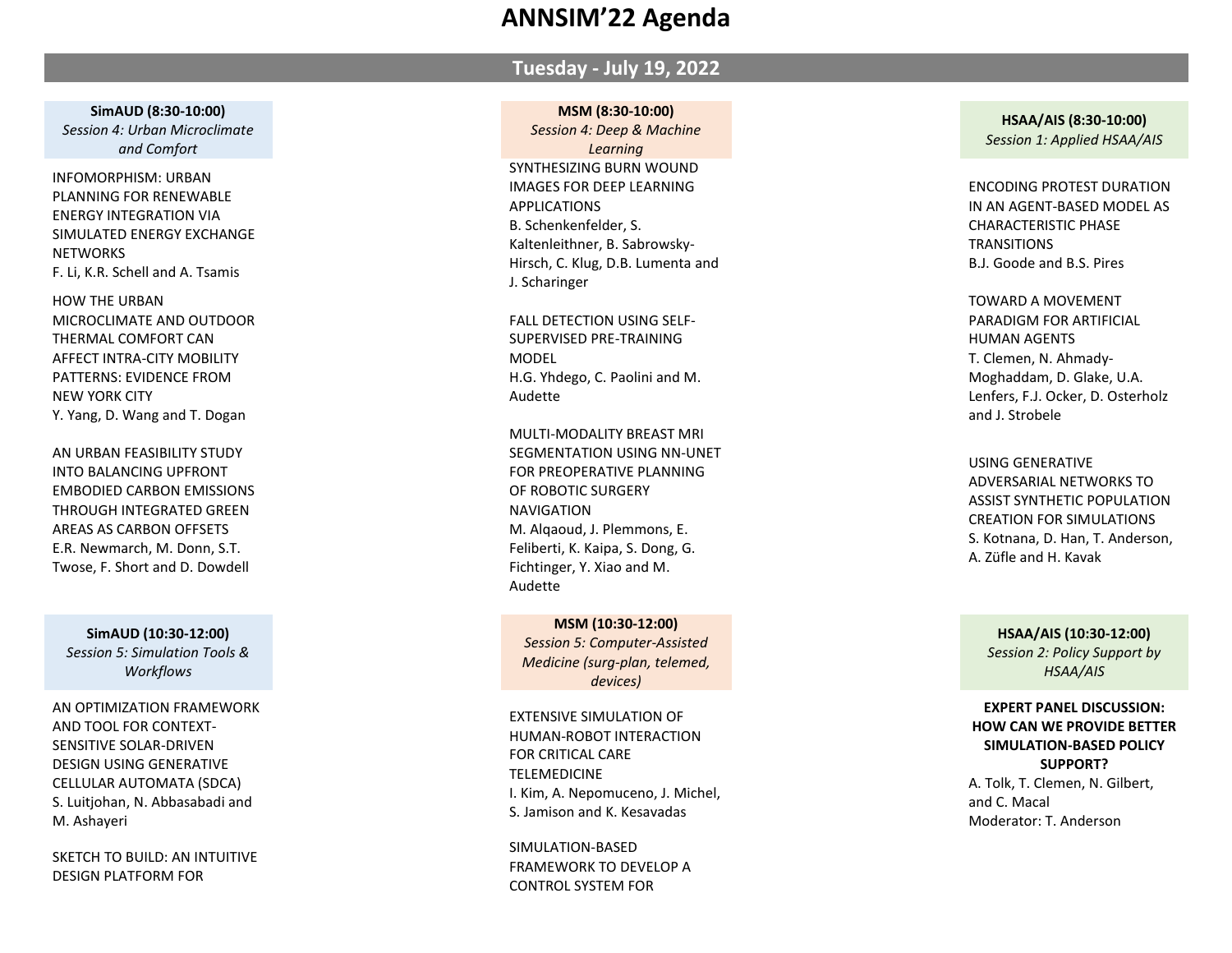# ANNSIM'22 Agenda

## Tuesday - July 19, 2022

### SimAUD (8:30-10:00)
*Session 4: Urban Microclimate and Comfort*

INFOMORPHISM: URBAN PLANNING FOR RENEWABLE ENERGY INTEGRATION VIA SIMULATED ENERGY EXCHANGE NETWORKS
F. Li, K.R. Schell and A. Tsamis

HOW THE URBAN MICROCLIMATE AND OUTDOOR THERMAL COMFORT CAN AFFECT INTRA-CITY MOBILITY PATTERNS: EVIDENCE FROM NEW YORK CITY
Y. Yang, D. Wang and T. Dogan

AN URBAN FEASIBILITY STUDY INTO BALANCING UPFRONT EMBODIED CARBON EMISSIONS THROUGH INTEGRATED GREEN AREAS AS CARBON OFFSETS
E.R. Newmarch, M. Donn, S.T. Twose, F. Short and D. Dowdell

### MSM (8:30-10:00)
*Session 4: Deep & Machine Learning*

SYNTHESIZING BURN WOUND IMAGES FOR DEEP LEARNING APPLICATIONS
B. Schenkenfelder, S. Kaltenleithner, B. Sabrowsky-Hirsch, C. Klug, D.B. Lumenta and J. Scharinger

FALL DETECTION USING SELF-SUPERVISED PRE-TRAINING MODEL
H.G. Yhdego, C. Paolini and M. Audette

MULTI-MODALITY BREAST MRI SEGMENTATION USING NN-UNET FOR PREOPERATIVE PLANNING OF ROBOTIC SURGERY NAVIGATION
M. Alqaoud, J. Plemmons, E. Feliberti, K. Kaipa, S. Dong, G. Fichtinger, Y. Xiao and M. Audette

### HSAA/AIS (8:30-10:00)
*Session 1: Applied HSAA/AIS*

ENCODING PROTEST DURATION IN AN AGENT-BASED MODEL AS CHARACTERISTIC PHASE TRANSITIONS
B.J. Goode and B.S. Pires

TOWARD A MOVEMENT PARADIGM FOR ARTIFICIAL HUMAN AGENTS
T. Clemen, N. Ahmady-Moghaddam, D. Glake, U.A. Lenfers, F.J. Ocker, D. Osterholz and J. Strobele

USING GENERATIVE ADVERSARIAL NETWORKS TO ASSIST SYNTHETIC POPULATION CREATION FOR SIMULATIONS
S. Kotnana, D. Han, T. Anderson, A. Züfle and H. Kavak

### SimAUD (10:30-12:00)
*Session 5: Simulation Tools & Workflows*

AN OPTIMIZATION FRAMEWORK AND TOOL FOR CONTEXT-SENSITIVE SOLAR-DRIVEN DESIGN USING GENERATIVE CELLULAR AUTOMATA (SDCA)
S. Luitjohan, N. Abbasabadi and M. Ashayeri

SKETCH TO BUILD: AN INTUITIVE DESIGN PLATFORM FOR

### MSM (10:30-12:00)
*Session 5: Computer-Assisted Medicine (surg-plan, telemed, devices)*

EXTENSIVE SIMULATION OF HUMAN-ROBOT INTERACTION FOR CRITICAL CARE TELEMEDICINE
I. Kim, A. Nepomuceno, J. Michel, S. Jamison and K. Kesavadas

SIMULATION-BASED FRAMEWORK TO DEVELOP A CONTROL SYSTEM FOR

### HSAA/AIS (10:30-12:00)
*Session 2: Policy Support by HSAA/AIS*

**EXPERT PANEL DISCUSSION: HOW CAN WE PROVIDE BETTER SIMULATION-BASED POLICY SUPPORT?**
A. Tolk, T. Clemen, N. Gilbert, and C. Macal
Moderator: T. Anderson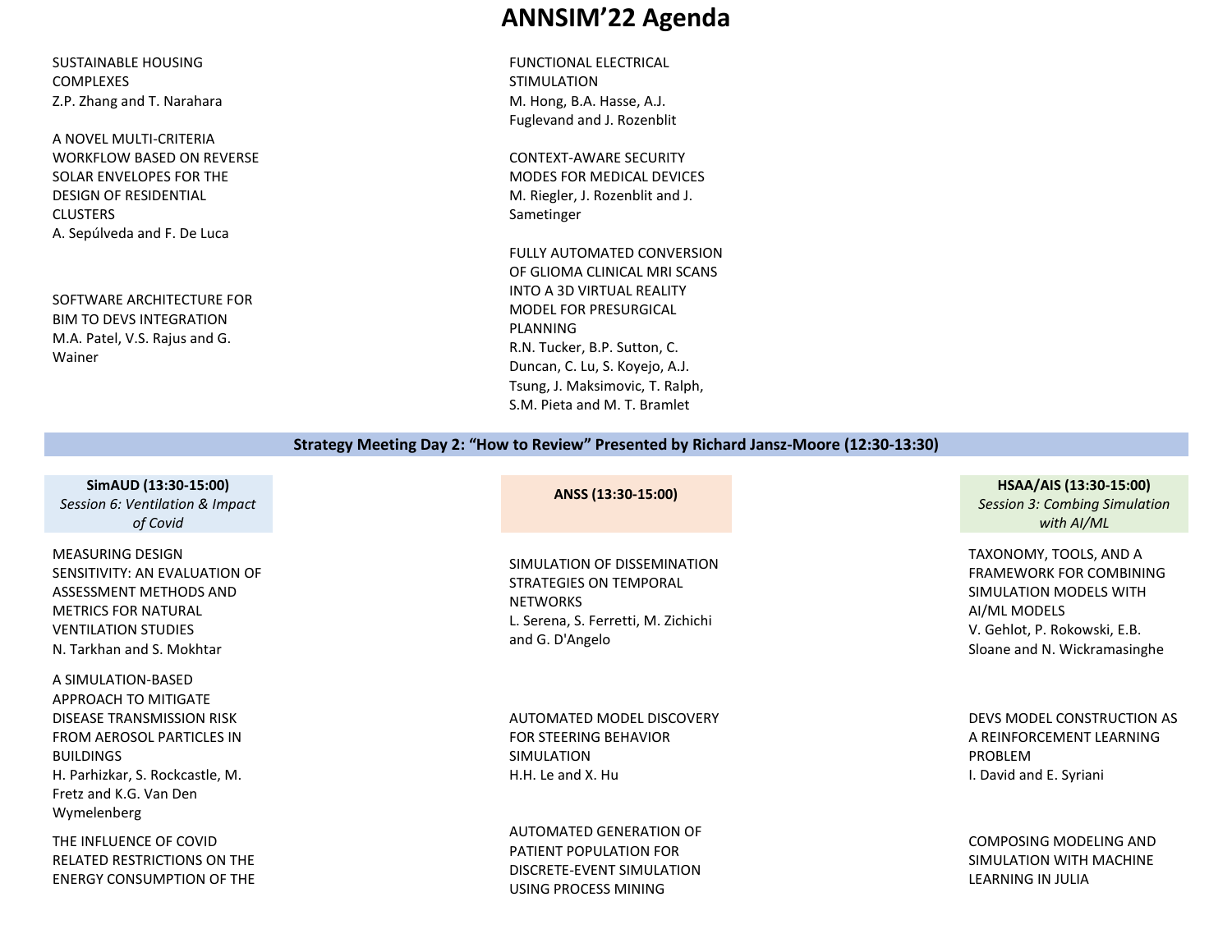# ANNSIM'22 Agenda

SUSTAINABLE HOUSING COMPLEXES
Z.P. Zhang and T. Narahara

A NOVEL MULTI-CRITERIA WORKFLOW BASED ON REVERSE SOLAR ENVELOPES FOR THE DESIGN OF RESIDENTIAL CLUSTERS
A. Sepúlveda and F. De Luca

SOFTWARE ARCHITECTURE FOR BIM TO DEVS INTEGRATION
M.A. Patel, V.S. Rajus and G. Wainer

FUNCTIONAL ELECTRICAL STIMULATION
M. Hong, B.A. Hasse, A.J. Fuglevand and J. Rozenblit

CONTEXT-AWARE SECURITY MODES FOR MEDICAL DEVICES
M. Riegler, J. Rozenblit and J. Sametinger

FULLY AUTOMATED CONVERSION OF GLIOMA CLINICAL MRI SCANS INTO A 3D VIRTUAL REALITY MODEL FOR PRESURGICAL PLANNING
R.N. Tucker, B.P. Sutton, C. Duncan, C. Lu, S. Koyejo, A.J. Tsung, J. Maksimovic, T. Ralph, S.M. Pieta and M. T. Bramlet

**Strategy Meeting Day 2: "How to Review" Presented by Richard Jansz-Moore (12:30-13:30)**

**SimAUD (13:30-15:00)**
*Session 6: Ventilation & Impact of Covid*

MEASURING DESIGN SENSITIVITY: AN EVALUATION OF ASSESSMENT METHODS AND METRICS FOR NATURAL VENTILATION STUDIES
N. Tarkhan and S. Mokhtar

A SIMULATION-BASED APPROACH TO MITIGATE DISEASE TRANSMISSION RISK FROM AEROSOL PARTICLES IN BUILDINGS
H. Parhizkar, S. Rockcastle, M. Fretz and K.G. Van Den Wymelenberg

THE INFLUENCE OF COVID RELATED RESTRICTIONS ON THE ENERGY CONSUMPTION OF THE

**ANSS (13:30-15:00)**

SIMULATION OF DISSEMINATION STRATEGIES ON TEMPORAL NETWORKS
L. Serena, S. Ferretti, M. Zichichi and G. D'Angelo

AUTOMATED MODEL DISCOVERY FOR STEERING BEHAVIOR SIMULATION
H.H. Le and X. Hu

AUTOMATED GENERATION OF PATIENT POPULATION FOR DISCRETE-EVENT SIMULATION USING PROCESS MINING

**HSAA/AIS (13:30-15:00)**
*Session 3: Combing Simulation with AI/ML*

TAXONOMY, TOOLS, AND A FRAMEWORK FOR COMBINING SIMULATION MODELS WITH AI/ML MODELS
V. Gehlot, P. Rokowski, E.B. Sloane and N. Wickramasinghe

DEVS MODEL CONSTRUCTION AS A REINFORCEMENT LEARNING PROBLEM
I. David and E. Syriani

COMPOSING MODELING AND SIMULATION WITH MACHINE LEARNING IN JULIA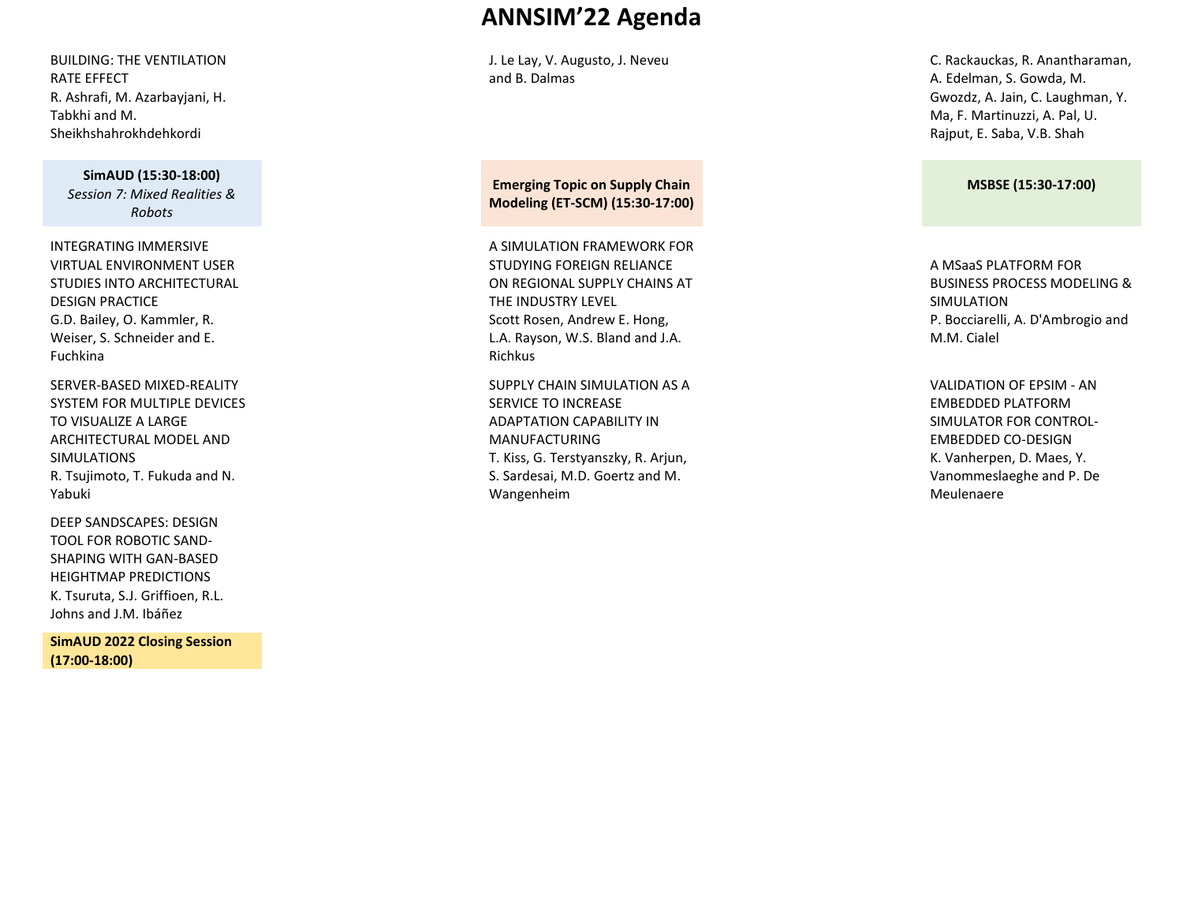# ANNSIM'22 Agenda

BUILDING: THE VENTILATION RATE EFFECT
R. Ashrafi, M. Azarbayjani, H. Tabkhi and M. Sheikhshahrokhdehkordi

**SimAUD (15:30-18:00)**
*Session 7: Mixed Realities & Robots*

INTEGRATING IMMERSIVE VIRTUAL ENVIRONMENT USER STUDIES INTO ARCHITECTURAL DESIGN PRACTICE
G.D. Bailey, O. Kammler, R. Weiser, S. Schneider and E. Fuchkina

SERVER-BASED MIXED-REALITY SYSTEM FOR MULTIPLE DEVICES TO VISUALIZE A LARGE ARCHITECTURAL MODEL AND SIMULATIONS
R. Tsujimoto, T. Fukuda and N. Yabuki

DEEP SANDSCAPES: DESIGN TOOL FOR ROBOTIC SAND-SHAPING WITH GAN-BASED HEIGHTMAP PREDICTIONS
K. Tsuruta, S.J. Griffioen, R.L. Johns and J.M. Ibáñez

**SimAUD 2022 Closing Session (17:00-18:00)**

J. Le Lay, V. Augusto, J. Neveu and B. Dalmas

**Emerging Topic on Supply Chain Modeling (ET-SCM) (15:30-17:00)**

A SIMULATION FRAMEWORK FOR STUDYING FOREIGN RELIANCE ON REGIONAL SUPPLY CHAINS AT THE INDUSTRY LEVEL
Scott Rosen, Andrew E. Hong, L.A. Rayson, W.S. Bland and J.A. Richkus

SUPPLY CHAIN SIMULATION AS A SERVICE TO INCREASE ADAPTATION CAPABILITY IN MANUFACTURING
T. Kiss, G. Terstyanszky, R. Arjun, S. Sardesai, M.D. Goertz and M. Wangenheim

C. Rackauckas, R. Anantharaman, A. Edelman, S. Gowda, M. Gwozdz, A. Jain, C. Laughman, Y. Ma, F. Martinuzzi, A. Pal, U. Rajput, E. Saba, V.B. Shah

**MSBSE (15:30-17:00)**

A MSaaS PLATFORM FOR BUSINESS PROCESS MODELING & SIMULATION
P. Bocciarelli, A. D'Ambrogio and M.M. Cialel

VALIDATION OF EPSIM - AN EMBEDDED PLATFORM SIMULATOR FOR CONTROL-EMBEDDED CO-DESIGN
K. Vanherpen, D. Maes, Y. Vanommeslaeghe and P. De Meulenaere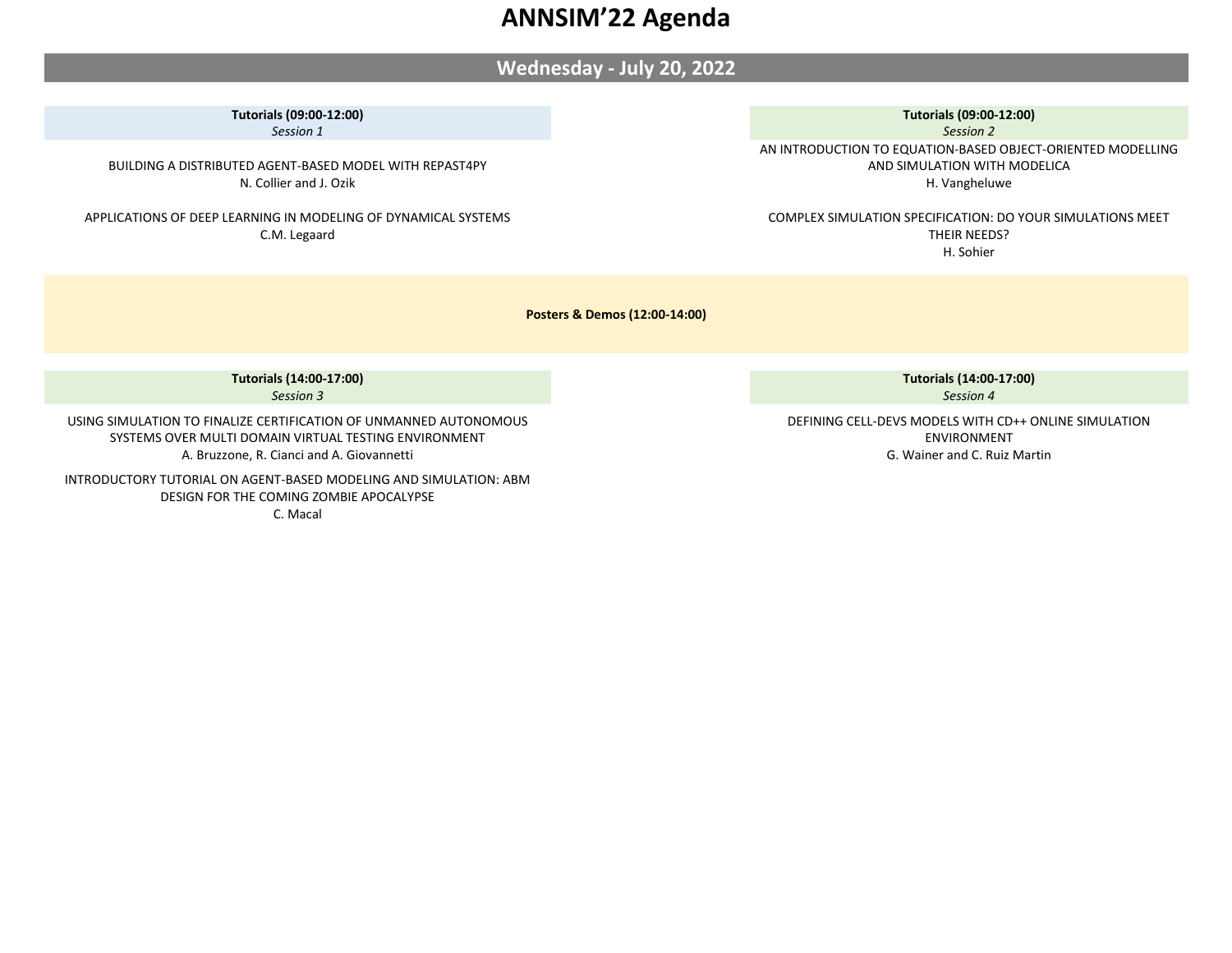# ANNSIM'22 Agenda

## Wednesday - July 20, 2022

**Tutorials (09:00-12:00)**
*Session 1*

BUILDING A DISTRIBUTED AGENT-BASED MODEL WITH REPAST4PY
N. Collier and J. Ozik

APPLICATIONS OF DEEP LEARNING IN MODELING OF DYNAMICAL SYSTEMS
C.M. Legaard

**Tutorials (09:00-12:00)**
*Session 2*

AN INTRODUCTION TO EQUATION-BASED OBJECT-ORIENTED MODELLING AND SIMULATION WITH MODELICA
H. Vangheluwe

COMPLEX SIMULATION SPECIFICATION: DO YOUR SIMULATIONS MEET THEIR NEEDS?
H. Sohier

**Posters & Demos (12:00-14:00)**

**Tutorials (14:00-17:00)**
*Session 3*

USING SIMULATION TO FINALIZE CERTIFICATION OF UNMANNED AUTONOMOUS SYSTEMS OVER MULTI DOMAIN VIRTUAL TESTING ENVIRONMENT
A. Bruzzone, R. Cianci and A. Giovannetti

INTRODUCTORY TUTORIAL ON AGENT-BASED MODELING AND SIMULATION: ABM DESIGN FOR THE COMING ZOMBIE APOCALYPSE
C. Macal

**Tutorials (14:00-17:00)**
*Session 4*

DEFINING CELL-DEVS MODELS WITH CD++ ONLINE SIMULATION ENVIRONMENT
G. Wainer and C. Ruiz Martin